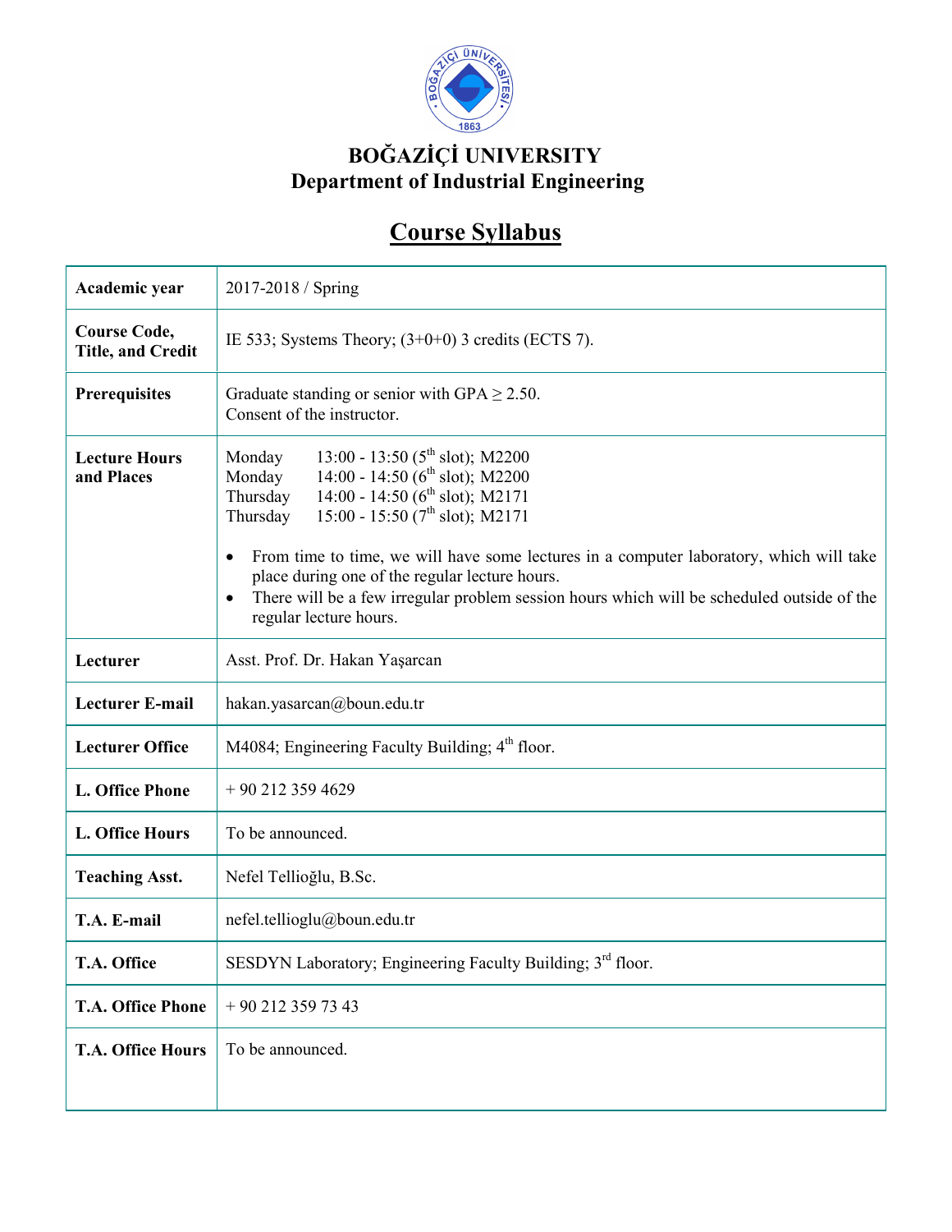# BOĞAZİÇİ UNIVERSITY
## Department of Industrial Engineering

## Course Syllabus

| | |
|---|---|
| **Academic year** | 2017-2018 / Spring |
| **Course Code, Title, and Credit** | IE 533; Systems Theory; (3+0+0) 3 credits (ECTS 7). |
| **Prerequisites** | Graduate standing or senior with GPA ≥ 2.50.<br>Consent of the instructor. |
| **Lecture Hours and Places** | Monday 13:00 - 13:50 (5th slot); M2200<br>Monday 14:00 - 14:50 (6th slot); M2200<br>Thursday 14:00 - 14:50 (6th slot); M2171<br>Thursday 15:00 - 15:50 (7th slot); M2171<br>• From time to time, we will have some lectures in a computer laboratory, which will take place during one of the regular lecture hours.<br>• There will be a few irregular problem session hours which will be scheduled outside of the regular lecture hours. |
| **Lecturer** | Asst. Prof. Dr. Hakan Yaşarcan |
| **Lecturer E-mail** | hakan.yasarcan@boun.edu.tr |
| **Lecturer Office** | M4084; Engineering Faculty Building; 4th floor. |
| **L. Office Phone** | + 90 212 359 4629 |
| **L. Office Hours** | To be announced. |
| **Teaching Asst.** | Nefel Tellioğlu, B.Sc. |
| **T.A. E-mail** | nefel.tellioglu@boun.edu.tr |
| **T.A. Office** | SESDYN Laboratory; Engineering Faculty Building; 3rd floor. |
| **T.A. Office Phone** | + 90 212 359 73 43 |
| **T.A. Office Hours** | To be announced. |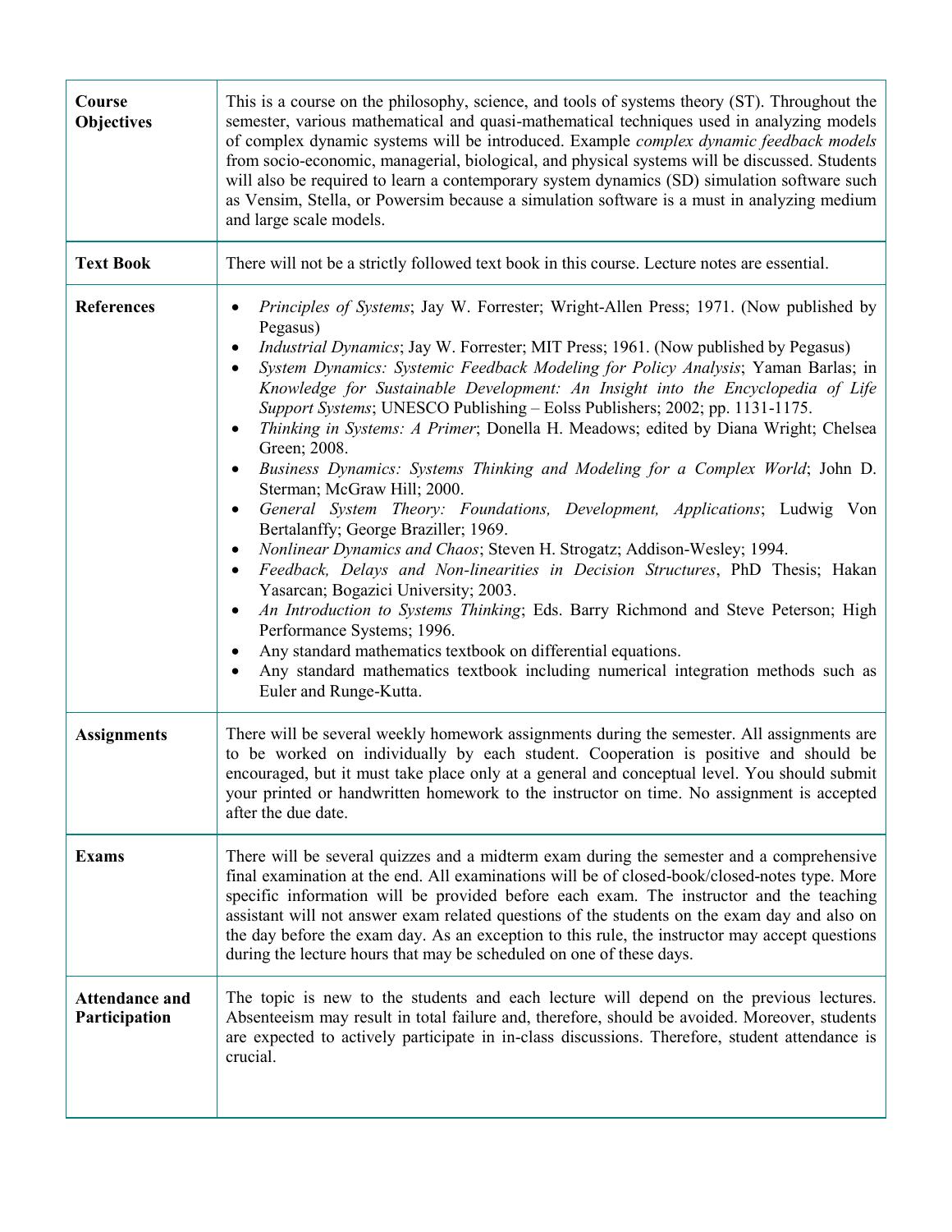| | |
|---|---|
| **Course Objectives** | This is a course on the philosophy, science, and tools of systems theory (ST). Throughout the semester, various mathematical and quasi-mathematical techniques used in analyzing models of complex dynamic systems will be introduced. Example *complex dynamic feedback models* from socio-economic, managerial, biological, and physical systems will be discussed. Students will also be required to learn a contemporary system dynamics (SD) simulation software such as Vensim, Stella, or Powersim because a simulation software is a must in analyzing medium and large scale models. |
| **Text Book** | There will not be a strictly followed text book in this course. Lecture notes are essential. |
| **References** | • *Principles of Systems*; Jay W. Forrester; Wright-Allen Press; 1971. (Now published by Pegasus)<br>• *Industrial Dynamics*; Jay W. Forrester; MIT Press; 1961. (Now published by Pegasus)<br>• *System Dynamics: Systemic Feedback Modeling for Policy Analysis*; Yaman Barlas; in *Knowledge for Sustainable Development: An Insight into the Encyclopedia of Life Support Systems*; UNESCO Publishing – Eolss Publishers; 2002; pp. 1131-1175.<br>• *Thinking in Systems: A Primer*; Donella H. Meadows; edited by Diana Wright; Chelsea Green; 2008.<br>• *Business Dynamics: Systems Thinking and Modeling for a Complex World*; John D. Sterman; McGraw Hill; 2000.<br>• *General System Theory: Foundations, Development, Applications*; Ludwig Von Bertalanffy; George Braziller; 1969.<br>• *Nonlinear Dynamics and Chaos*; Steven H. Strogatz; Addison-Wesley; 1994.<br>• *Feedback, Delays and Non-linearities in Decision Structures*, PhD Thesis; Hakan Yasarcan; Bogazici University; 2003.<br>• *An Introduction to Systems Thinking*; Eds. Barry Richmond and Steve Peterson; High Performance Systems; 1996.<br>• Any standard mathematics textbook on differential equations.<br>• Any standard mathematics textbook including numerical integration methods such as Euler and Runge-Kutta. |
| **Assignments** | There will be several weekly homework assignments during the semester. All assignments are to be worked on individually by each student. Cooperation is positive and should be encouraged, but it must take place only at a general and conceptual level. You should submit your printed or handwritten homework to the instructor on time. No assignment is accepted after the due date. |
| **Exams** | There will be several quizzes and a midterm exam during the semester and a comprehensive final examination at the end. All examinations will be of closed-book/closed-notes type. More specific information will be provided before each exam. The instructor and the teaching assistant will not answer exam related questions of the students on the exam day and also on the day before the exam day. As an exception to this rule, the instructor may accept questions during the lecture hours that may be scheduled on one of these days. |
| **Attendance and Participation** | The topic is new to the students and each lecture will depend on the previous lectures. Absenteeism may result in total failure and, therefore, should be avoided. Moreover, students are expected to actively participate in in-class discussions. Therefore, student attendance is crucial. |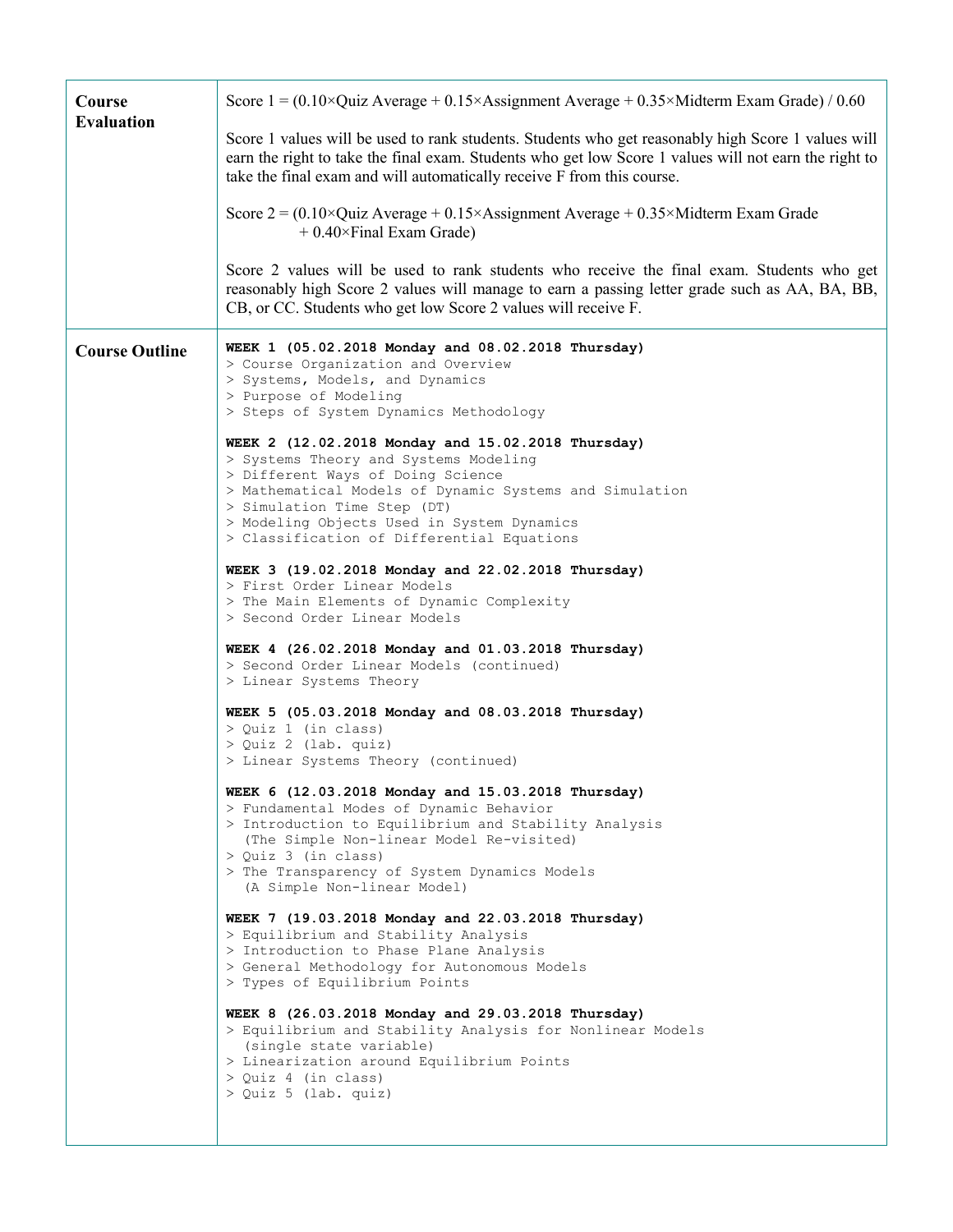| | |
|---|---|
| **Course Evaluation** | Score 1 = (0.10×Quiz Average + 0.15×Assignment Average + 0.35×Midterm Exam Grade) / 0.60<br><br>Score 1 values will be used to rank students. Students who get reasonably high Score 1 values will earn the right to take the final exam. Students who get low Score 1 values will not earn the right to take the final exam and will automatically receive F from this course.<br><br>Score 2 = (0.10×Quiz Average + 0.15×Assignment Average + 0.35×Midterm Exam Grade + 0.40×Final Exam Grade)<br><br>Score 2 values will be used to rank students who receive the final exam. Students who get reasonably high Score 2 values will manage to earn a passing letter grade such as AA, BA, BB, CB, or CC. Students who get low Score 2 values will receive F. |
| **Course Outline** | **WEEK 1 (05.02.2018 Monday and 08.02.2018 Thursday)**<br>> Course Organization and Overview<br>> Systems, Models, and Dynamics<br>> Purpose of Modeling<br>> Steps of System Dynamics Methodology<br><br>**WEEK 2 (12.02.2018 Monday and 15.02.2018 Thursday)**<br>> Systems Theory and Systems Modeling<br>> Different Ways of Doing Science<br>> Mathematical Models of Dynamic Systems and Simulation<br>> Simulation Time Step (DT)<br>> Modeling Objects Used in System Dynamics<br>> Classification of Differential Equations<br><br>**WEEK 3 (19.02.2018 Monday and 22.02.2018 Thursday)**<br>> First Order Linear Models<br>> The Main Elements of Dynamic Complexity<br>> Second Order Linear Models<br><br>**WEEK 4 (26.02.2018 Monday and 01.03.2018 Thursday)**<br>> Second Order Linear Models (continued)<br>> Linear Systems Theory<br><br>**WEEK 5 (05.03.2018 Monday and 08.03.2018 Thursday)**<br>> Quiz 1 (in class)<br>> Quiz 2 (lab. quiz)<br>> Linear Systems Theory (continued)<br><br>**WEEK 6 (12.03.2018 Monday and 15.03.2018 Thursday)**<br>> Fundamental Modes of Dynamic Behavior<br>> Introduction to Equilibrium and Stability Analysis (The Simple Non-linear Model Re-visited)<br>> Quiz 3 (in class)<br>> The Transparency of System Dynamics Models (A Simple Non-linear Model)<br><br>**WEEK 7 (19.03.2018 Monday and 22.03.2018 Thursday)**<br>> Equilibrium and Stability Analysis<br>> Introduction to Phase Plane Analysis<br>> General Methodology for Autonomous Models<br>> Types of Equilibrium Points<br><br>**WEEK 8 (26.03.2018 Monday and 29.03.2018 Thursday)**<br>> Equilibrium and Stability Analysis for Nonlinear Models (single state variable)<br>> Linearization around Equilibrium Points<br>> Quiz 4 (in class)<br>> Quiz 5 (lab. quiz) |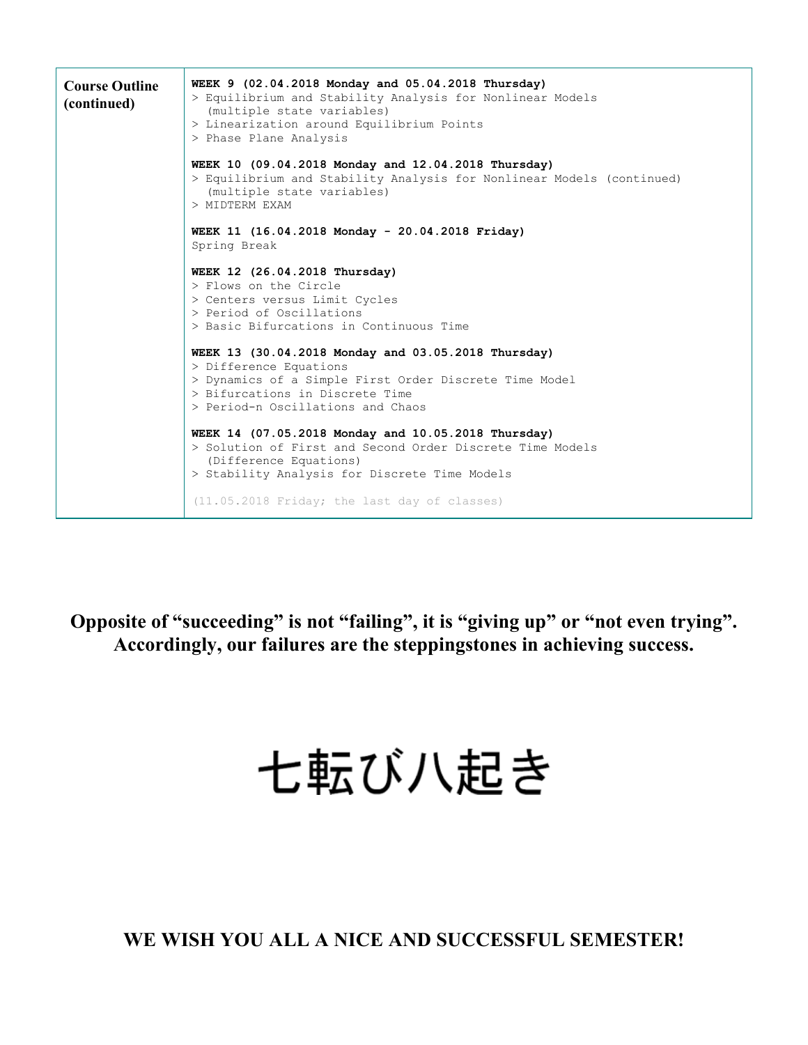| | |
|---|---|
| **Course Outline (continued)** | **WEEK 9 (02.04.2018 Monday and 05.04.2018 Thursday)**<br>> Equilibrium and Stability Analysis for Nonlinear Models (multiple state variables)<br>> Linearization around Equilibrium Points<br>> Phase Plane Analysis<br><br>**WEEK 10 (09.04.2018 Monday and 12.04.2018 Thursday)**<br>> Equilibrium and Stability Analysis for Nonlinear Models (continued) (multiple state variables)<br>> MIDTERM EXAM<br><br>**WEEK 11 (16.04.2018 Monday - 20.04.2018 Friday)**<br>Spring Break<br><br>**WEEK 12 (26.04.2018 Thursday)**<br>> Flows on the Circle<br>> Centers versus Limit Cycles<br>> Period of Oscillations<br>> Basic Bifurcations in Continuous Time<br><br>**WEEK 13 (30.04.2018 Monday and 03.05.2018 Thursday)**<br>> Difference Equations<br>> Dynamics of a Simple First Order Discrete Time Model<br>> Bifurcations in Discrete Time<br>> Period-n Oscillations and Chaos<br><br>**WEEK 14 (07.05.2018 Monday and 10.05.2018 Thursday)**<br>> Solution of First and Second Order Discrete Time Models (Difference Equations)<br>> Stability Analysis for Discrete Time Models<br><br>(11.05.2018 Friday; the last day of classes) |

**Opposite of "succeeding" is not "failing", it is "giving up" or "not even trying". Accordingly, our failures are the steppingstones in achieving success.**

七転び八起き

**WE WISH YOU ALL A NICE AND SUCCESSFUL SEMESTER!**